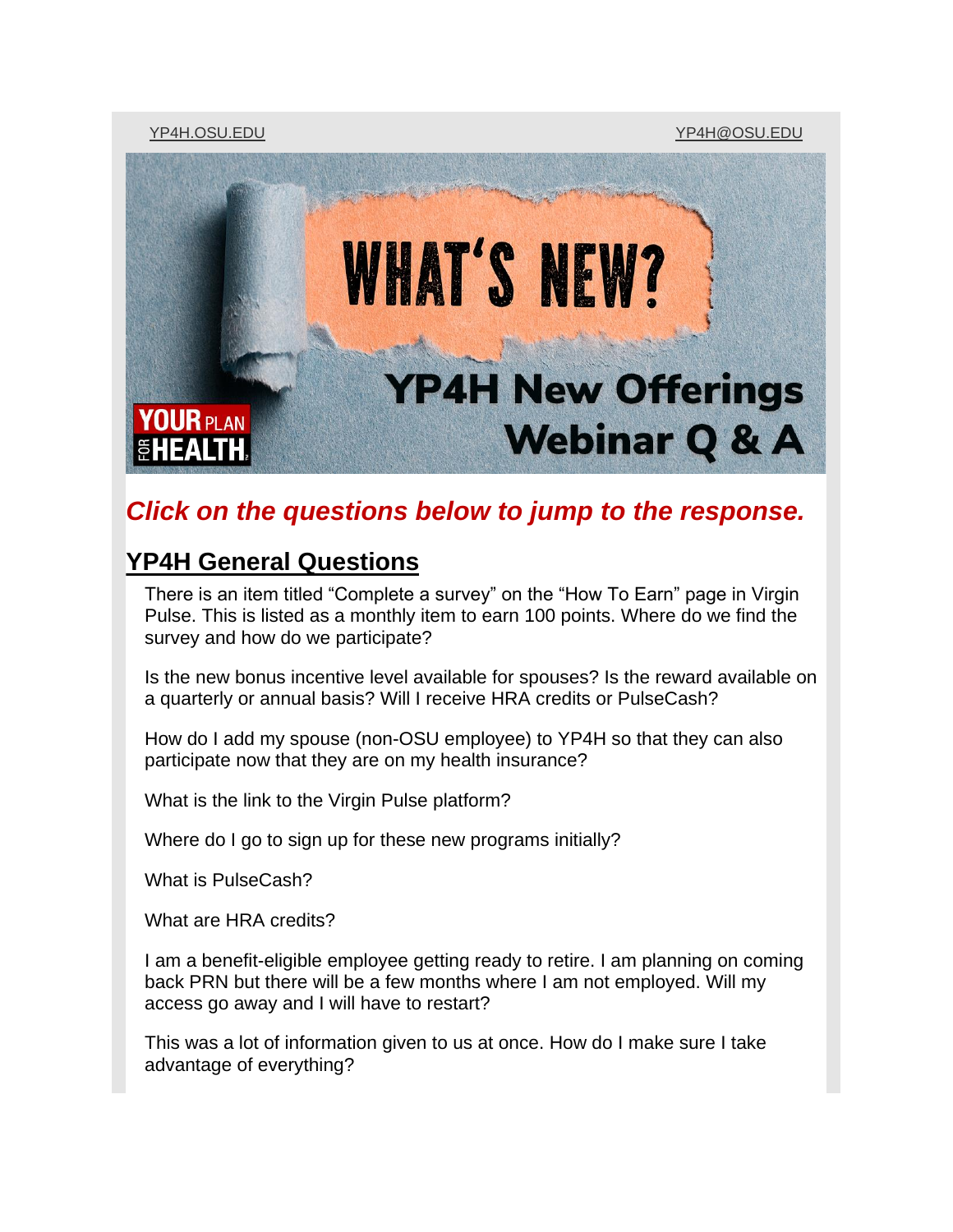YP4H.OSU.EDU YP4H@OSU.EDU

# WHAT'S NEW?

## YP4H New Offerings Webinar Q & A

YOUR PLAN FOR HEALTH

***Click on the questions below to jump to the response.***

## YP4H General Questions

There is an item titled "Complete a survey" on the "How To Earn" page in Virgin Pulse. This is listed as a monthly item to earn 100 points. Where do we find the survey and how do we participate?

Is the new bonus incentive level available for spouses? Is the reward available on a quarterly or annual basis? Will I receive HRA credits or PulseCash?

How do I add my spouse (non-OSU employee) to YP4H so that they can also participate now that they are on my health insurance?

What is the link to the Virgin Pulse platform?

Where do I go to sign up for these new programs initially?

What is PulseCash?

What are HRA credits?

I am a benefit-eligible employee getting ready to retire. I am planning on coming back PRN but there will be a few months where I am not employed. Will my access go away and I will have to restart?

This was a lot of information given to us at once. How do I make sure I take advantage of everything?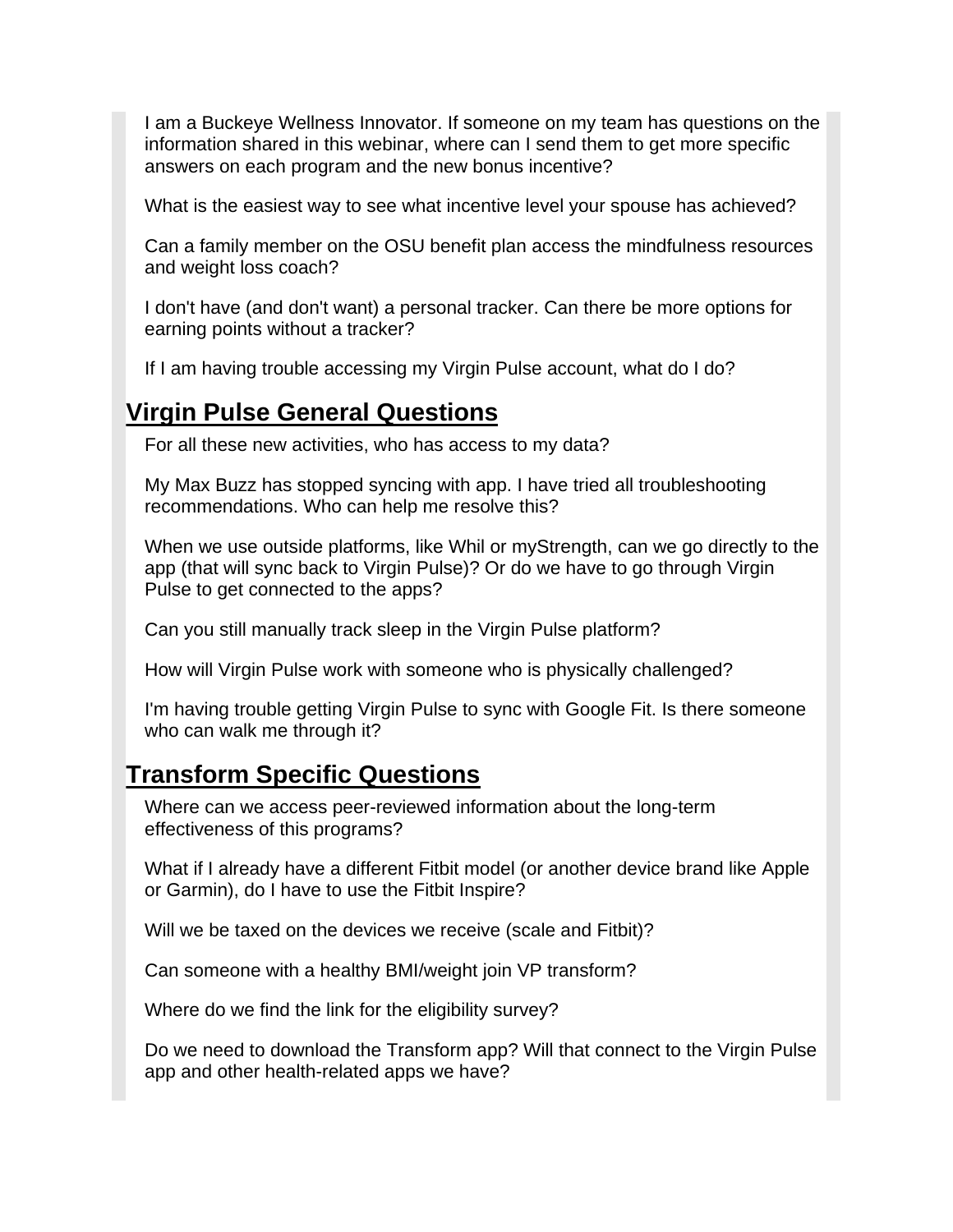I am a Buckeye Wellness Innovator. If someone on my team has questions on the information shared in this webinar, where can I send them to get more specific answers on each program and the new bonus incentive?

What is the easiest way to see what incentive level your spouse has achieved?

Can a family member on the OSU benefit plan access the mindfulness resources and weight loss coach?

I don't have (and don't want) a personal tracker. Can there be more options for earning points without a tracker?

If I am having trouble accessing my Virgin Pulse account, what do I do?

## Virgin Pulse General Questions

For all these new activities, who has access to my data?

My Max Buzz has stopped syncing with app. I have tried all troubleshooting recommendations. Who can help me resolve this?

When we use outside platforms, like Whil or myStrength, can we go directly to the app (that will sync back to Virgin Pulse)? Or do we have to go through Virgin Pulse to get connected to the apps?

Can you still manually track sleep in the Virgin Pulse platform?

How will Virgin Pulse work with someone who is physically challenged?

I'm having trouble getting Virgin Pulse to sync with Google Fit. Is there someone who can walk me through it?

## Transform Specific Questions

Where can we access peer-reviewed information about the long-term effectiveness of this programs?

What if I already have a different Fitbit model (or another device brand like Apple or Garmin), do I have to use the Fitbit Inspire?

Will we be taxed on the devices we receive (scale and Fitbit)?

Can someone with a healthy BMI/weight join VP transform?

Where do we find the link for the eligibility survey?

Do we need to download the Transform app? Will that connect to the Virgin Pulse app and other health-related apps we have?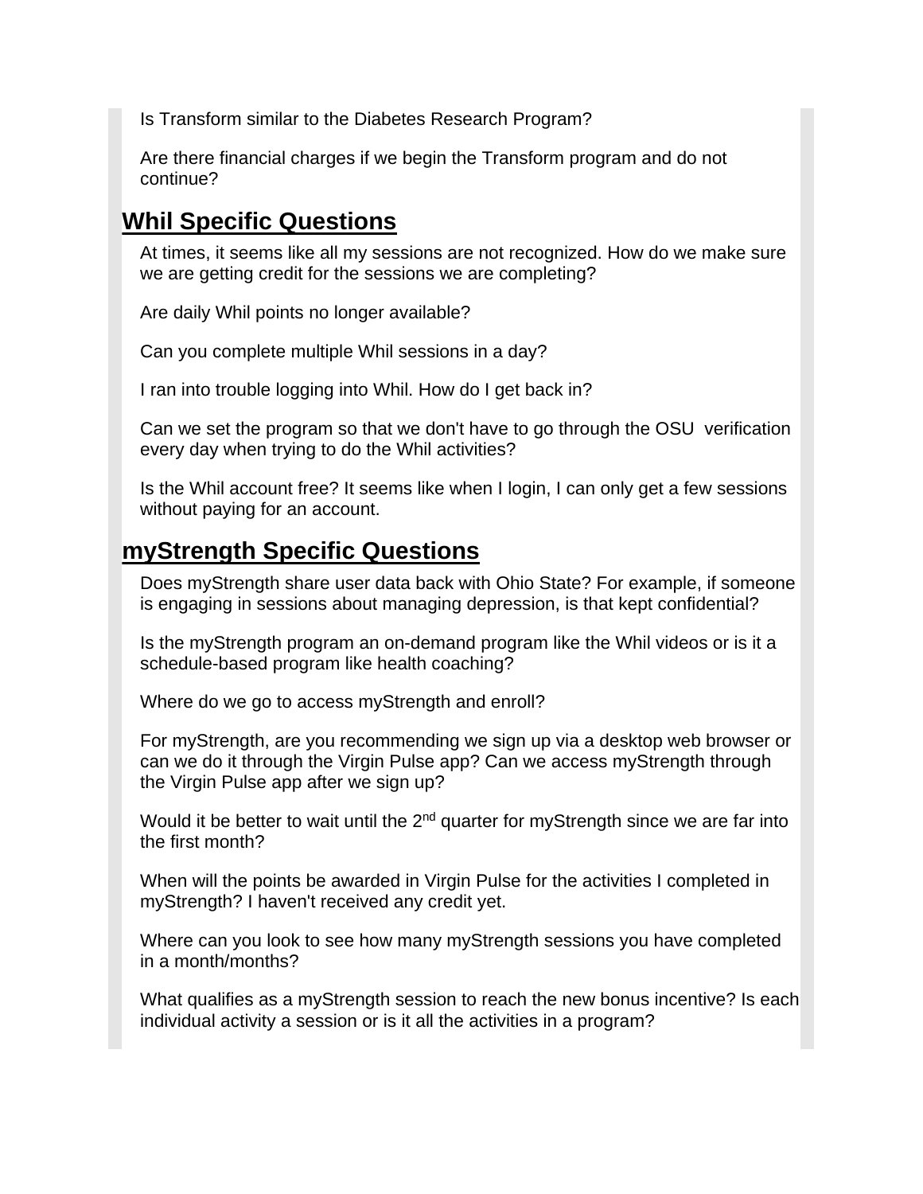Is Transform similar to the Diabetes Research Program?

Are there financial charges if we begin the Transform program and do not continue?

## Whil Specific Questions

At times, it seems like all my sessions are not recognized. How do we make sure we are getting credit for the sessions we are completing?

Are daily Whil points no longer available?

Can you complete multiple Whil sessions in a day?

I ran into trouble logging into Whil. How do I get back in?

Can we set the program so that we don't have to go through the OSU verification every day when trying to do the Whil activities?

Is the Whil account free? It seems like when I login, I can only get a few sessions without paying for an account.

## myStrength Specific Questions

Does myStrength share user data back with Ohio State? For example, if someone is engaging in sessions about managing depression, is that kept confidential?

Is the myStrength program an on-demand program like the Whil videos or is it a schedule-based program like health coaching?

Where do we go to access myStrength and enroll?

For myStrength, are you recommending we sign up via a desktop web browser or can we do it through the Virgin Pulse app? Can we access myStrength through the Virgin Pulse app after we sign up?

Would it be better to wait until the 2nd quarter for myStrength since we are far into the first month?

When will the points be awarded in Virgin Pulse for the activities I completed in myStrength? I haven't received any credit yet.

Where can you look to see how many myStrength sessions you have completed in a month/months?

What qualifies as a myStrength session to reach the new bonus incentive? Is each individual activity a session or is it all the activities in a program?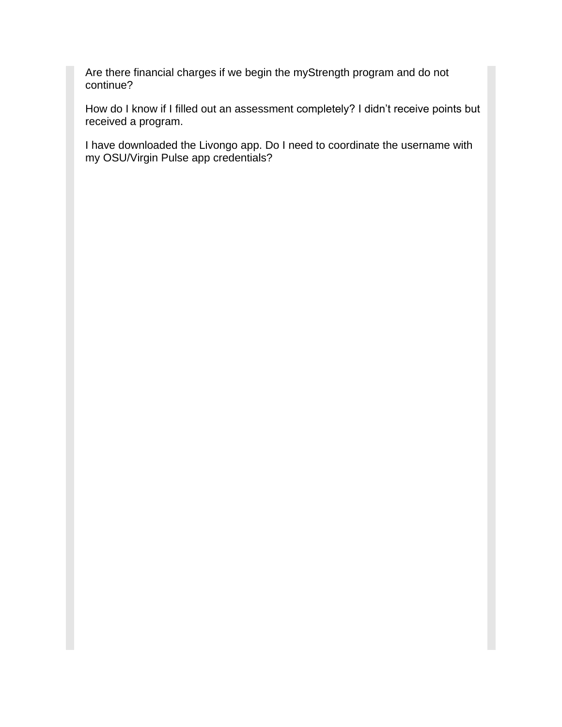Are there financial charges if we begin the myStrength program and do not continue?

How do I know if I filled out an assessment completely? I didn't receive points but received a program.

I have downloaded the Livongo app. Do I need to coordinate the username with my OSU/Virgin Pulse app credentials?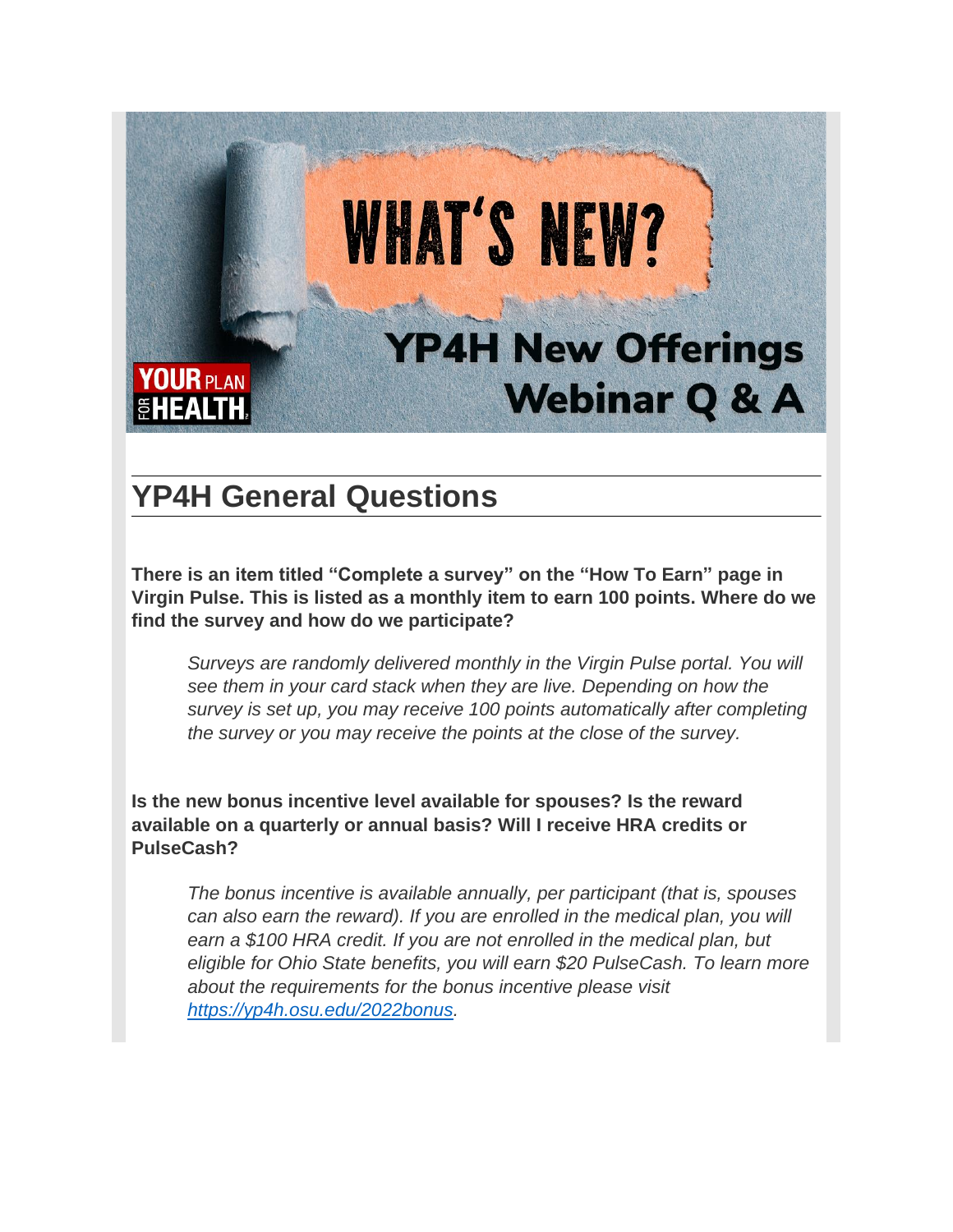# WHAT'S NEW?

## YP4H New Offerings Webinar Q & A

## YP4H General Questions

**There is an item titled "Complete a survey" on the "How To Earn" page in Virgin Pulse. This is listed as a monthly item to earn 100 points. Where do we find the survey and how do we participate?**

> *Surveys are randomly delivered monthly in the Virgin Pulse portal. You will see them in your card stack when they are live. Depending on how the survey is set up, you may receive 100 points automatically after completing the survey or you may receive the points at the close of the survey.*

**Is the new bonus incentive level available for spouses? Is the reward available on a quarterly or annual basis? Will I receive HRA credits or PulseCash?**

> *The bonus incentive is available annually, per participant (that is, spouses can also earn the reward). If you are enrolled in the medical plan, you will earn a $100 HRA credit. If you are not enrolled in the medical plan, but eligible for Ohio State benefits, you will earn $20 PulseCash. To learn more about the requirements for the bonus incentive please visit [https://yp4h.osu.edu/2022bonus](https://yp4h.osu.edu/2022bonus).*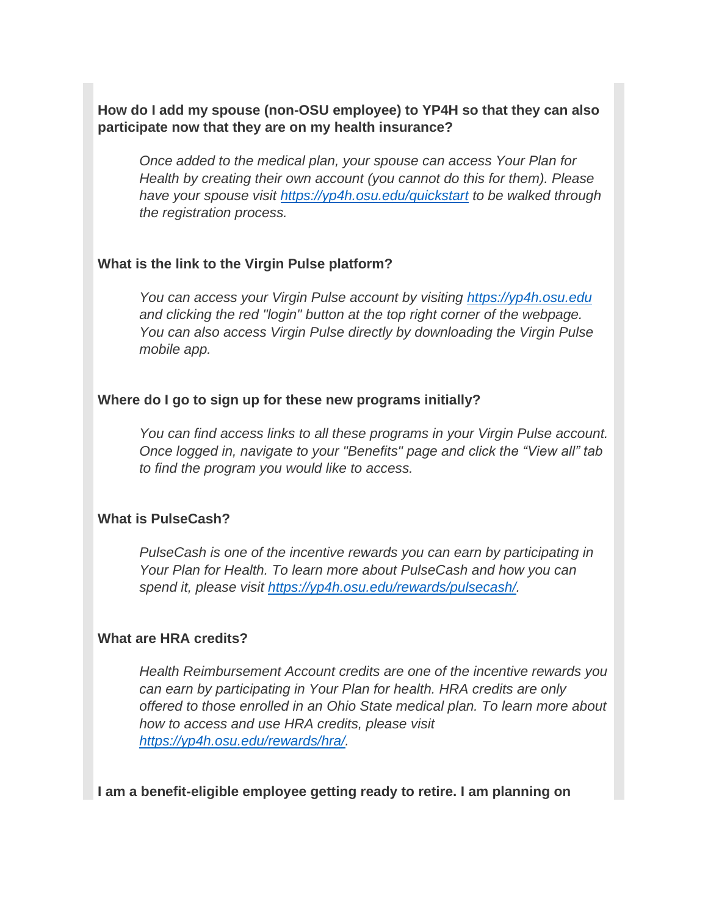**How do I add my spouse (non-OSU employee) to YP4H so that they can also participate now that they are on my health insurance?**

*Once added to the medical plan, your spouse can access Your Plan for Health by creating their own account (you cannot do this for them). Please have your spouse visit [https://yp4h.osu.edu/quickstart](https://yp4h.osu.edu/quickstart) to be walked through the registration process.*

**What is the link to the Virgin Pulse platform?**

*You can access your Virgin Pulse account by visiting [https://yp4h.osu.edu](https://yp4h.osu.edu) and clicking the red "login" button at the top right corner of the webpage. You can also access Virgin Pulse directly by downloading the Virgin Pulse mobile app.*

**Where do I go to sign up for these new programs initially?**

*You can find access links to all these programs in your Virgin Pulse account. Once logged in, navigate to your "Benefits" page and click the "View all" tab to find the program you would like to access.*

**What is PulseCash?**

*PulseCash is one of the incentive rewards you can earn by participating in Your Plan for Health. To learn more about PulseCash and how you can spend it, please visit [https://yp4h.osu.edu/rewards/pulsecash/](https://yp4h.osu.edu/rewards/pulsecash/).*

**What are HRA credits?**

*Health Reimbursement Account credits are one of the incentive rewards you can earn by participating in Your Plan for health. HRA credits are only offered to those enrolled in an Ohio State medical plan. To learn more about how to access and use HRA credits, please visit [https://yp4h.osu.edu/rewards/hra/](https://yp4h.osu.edu/rewards/hra/).*

**I am a benefit-eligible employee getting ready to retire. I am planning on**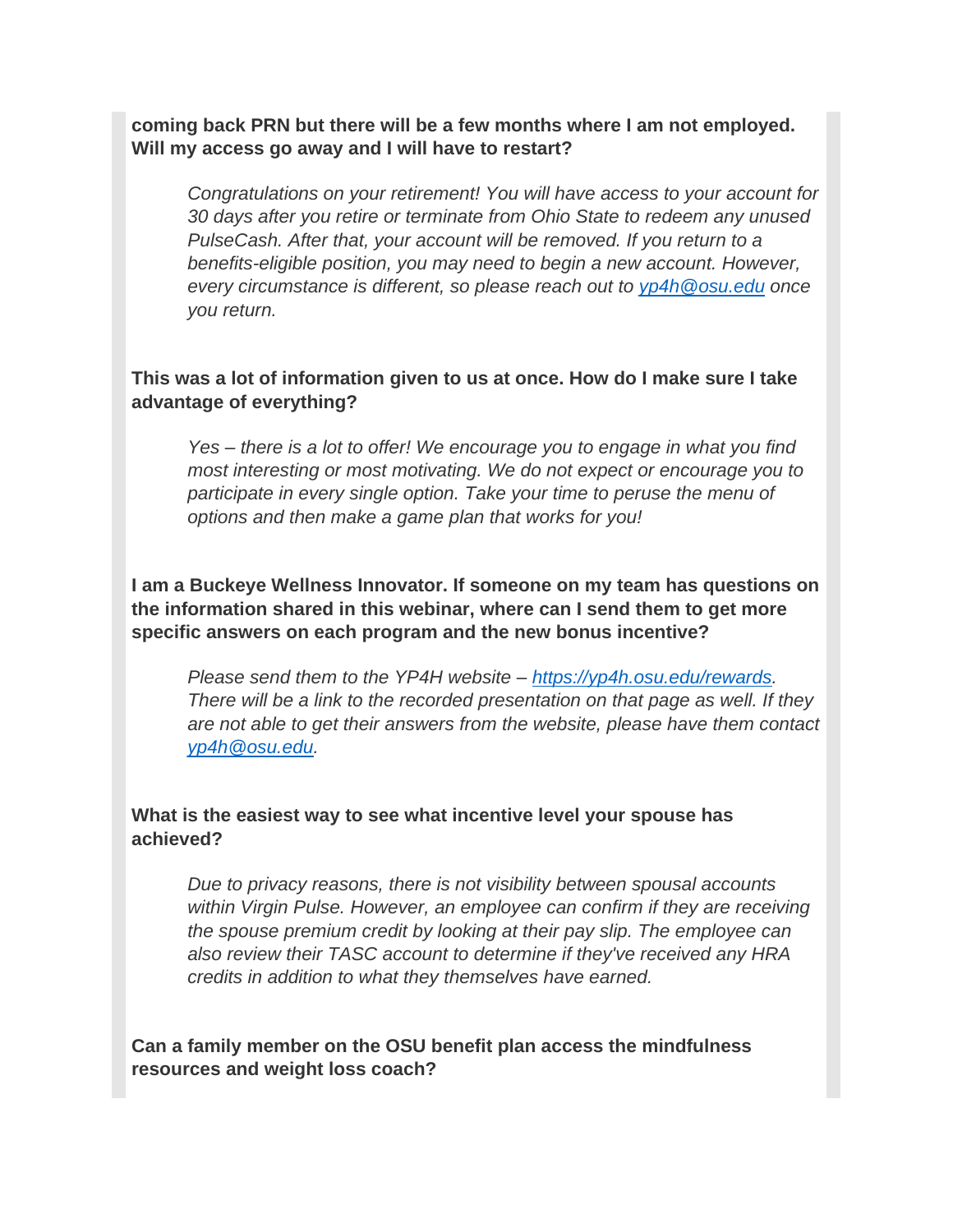**coming back PRN but there will be a few months where I am not employed. Will my access go away and I will have to restart?**

> *Congratulations on your retirement! You will have access to your account for 30 days after you retire or terminate from Ohio State to redeem any unused PulseCash. After that, your account will be removed. If you return to a benefits-eligible position, you may need to begin a new account. However, every circumstance is different, so please reach out to [yp4h@osu.edu](mailto:yp4h@osu.edu) once you return.*

**This was a lot of information given to us at once. How do I make sure I take advantage of everything?**

> *Yes – there is a lot to offer! We encourage you to engage in what you find most interesting or most motivating. We do not expect or encourage you to participate in every single option. Take your time to peruse the menu of options and then make a game plan that works for you!*

**I am a Buckeye Wellness Innovator. If someone on my team has questions on the information shared in this webinar, where can I send them to get more specific answers on each program and the new bonus incentive?**

> *Please send them to the YP4H website – [https://yp4h.osu.edu/rewards](https://yp4h.osu.edu/rewards). There will be a link to the recorded presentation on that page as well. If they are not able to get their answers from the website, please have them contact [yp4h@osu.edu](mailto:yp4h@osu.edu).*

**What is the easiest way to see what incentive level your spouse has achieved?**

> *Due to privacy reasons, there is not visibility between spousal accounts within Virgin Pulse. However, an employee can confirm if they are receiving the spouse premium credit by looking at their pay slip. The employee can also review their TASC account to determine if they've received any HRA credits in addition to what they themselves have earned.*

**Can a family member on the OSU benefit plan access the mindfulness resources and weight loss coach?**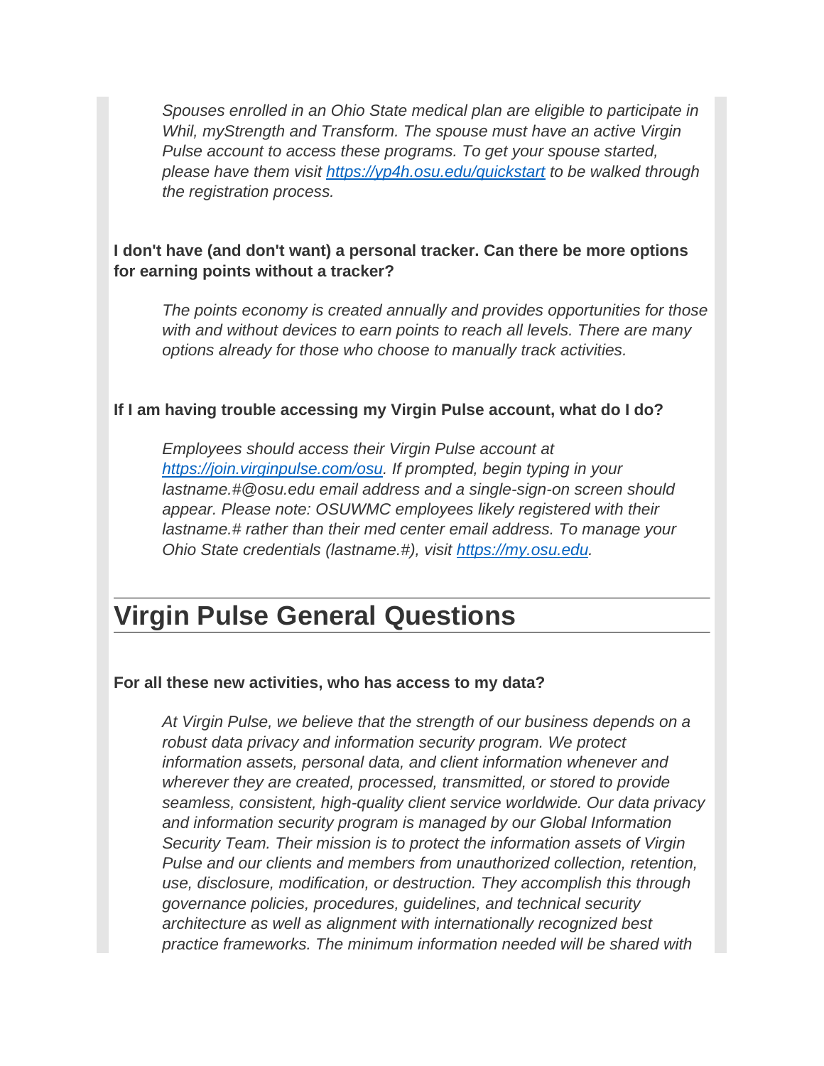*Spouses enrolled in an Ohio State medical plan are eligible to participate in Whil, myStrength and Transform. The spouse must have an active Virgin Pulse account to access these programs. To get your spouse started, please have them visit [https://yp4h.osu.edu/quickstart](https://yp4h.osu.edu/quickstart) to be walked through the registration process.*

**I don't have (and don't want) a personal tracker. Can there be more options for earning points without a tracker?**

*The points economy is created annually and provides opportunities for those with and without devices to earn points to reach all levels. There are many options already for those who choose to manually track activities.*

**If I am having trouble accessing my Virgin Pulse account, what do I do?**

*Employees should access their Virgin Pulse account at [https://join.virginpulse.com/osu](https://join.virginpulse.com/osu). If prompted, begin typing in your lastname.#@osu.edu email address and a single-sign-on screen should appear. Please note: OSUWMC employees likely registered with their lastname.# rather than their med center email address. To manage your Ohio State credentials (lastname.#), visit [https://my.osu.edu](https://my.osu.edu).*

## Virgin Pulse General Questions

**For all these new activities, who has access to my data?**

*At Virgin Pulse, we believe that the strength of our business depends on a robust data privacy and information security program. We protect information assets, personal data, and client information whenever and wherever they are created, processed, transmitted, or stored to provide seamless, consistent, high-quality client service worldwide. Our data privacy and information security program is managed by our Global Information Security Team. Their mission is to protect the information assets of Virgin Pulse and our clients and members from unauthorized collection, retention, use, disclosure, modification, or destruction. They accomplish this through governance policies, procedures, guidelines, and technical security architecture as well as alignment with internationally recognized best practice frameworks. The minimum information needed will be shared with*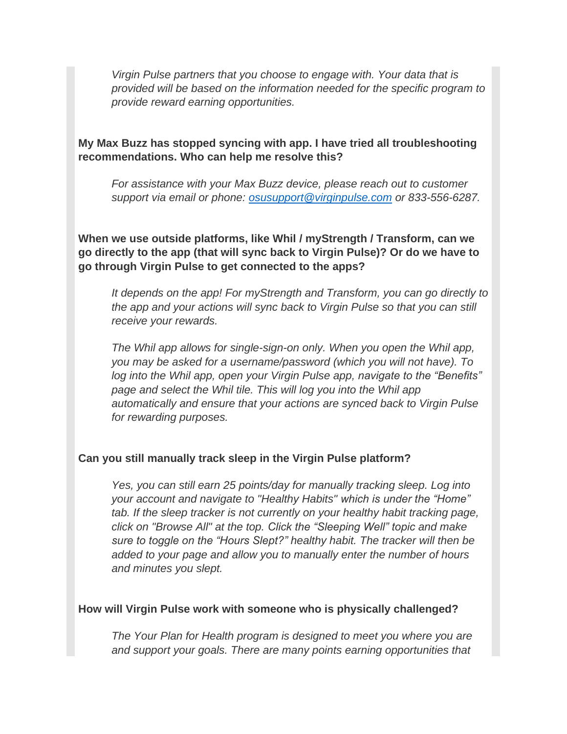*Virgin Pulse partners that you choose to engage with. Your data that is provided will be based on the information needed for the specific program to provide reward earning opportunities.*

**My Max Buzz has stopped syncing with app. I have tried all troubleshooting recommendations. Who can help me resolve this?**

*For assistance with your Max Buzz device, please reach out to customer support via email or phone: [osusupport@virginpulse.com](mailto:osusupport@virginpulse.com) or 833-556-6287.*

**When we use outside platforms, like Whil / myStrength / Transform, can we go directly to the app (that will sync back to Virgin Pulse)? Or do we have to go through Virgin Pulse to get connected to the apps?**

*It depends on the app! For myStrength and Transform, you can go directly to the app and your actions will sync back to Virgin Pulse so that you can still receive your rewards.*

*The Whil app allows for single-sign-on only. When you open the Whil app, you may be asked for a username/password (which you will not have). To log into the Whil app, open your Virgin Pulse app, navigate to the "Benefits" page and select the Whil tile. This will log you into the Whil app automatically and ensure that your actions are synced back to Virgin Pulse for rewarding purposes.*

**Can you still manually track sleep in the Virgin Pulse platform?**

*Yes, you can still earn 25 points/day for manually tracking sleep. Log into your account and navigate to "Healthy Habits" which is under the "Home" tab. If the sleep tracker is not currently on your healthy habit tracking page, click on "Browse All" at the top. Click the "Sleeping Well" topic and make sure to toggle on the "Hours Slept?" healthy habit. The tracker will then be added to your page and allow you to manually enter the number of hours and minutes you slept.*

**How will Virgin Pulse work with someone who is physically challenged?**

*The Your Plan for Health program is designed to meet you where you are and support your goals. There are many points earning opportunities that*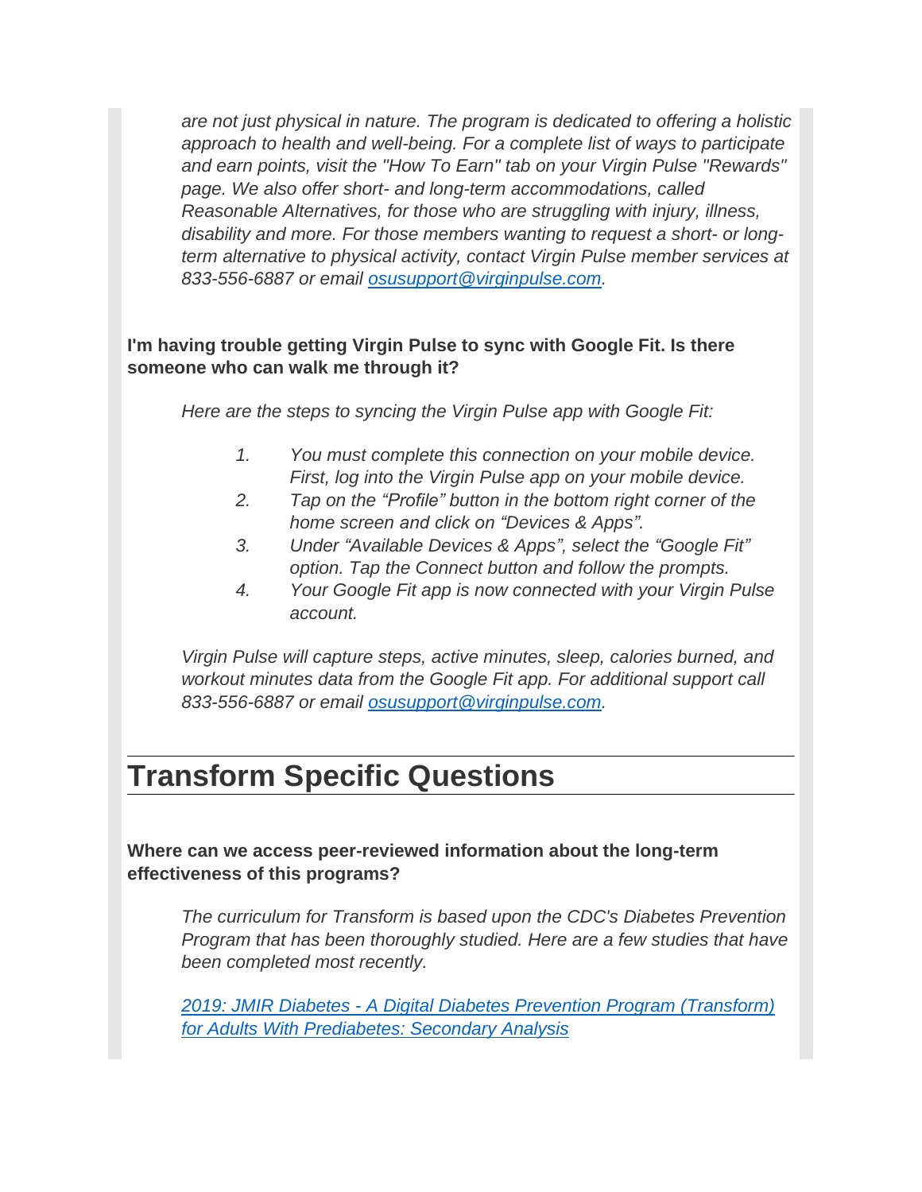*are not just physical in nature. The program is dedicated to offering a holistic approach to health and well-being. For a complete list of ways to participate and earn points, visit the "How To Earn" tab on your Virgin Pulse "Rewards" page. We also offer short- and long-term accommodations, called Reasonable Alternatives, for those who are struggling with injury, illness, disability and more. For those members wanting to request a short- or long-term alternative to physical activity, contact Virgin Pulse member services at 833-556-6887 or email [osusupport@virginpulse.com](mailto:osusupport@virginpulse.com).*

**I'm having trouble getting Virgin Pulse to sync with Google Fit. Is there someone who can walk me through it?**

*Here are the steps to syncing the Virgin Pulse app with Google Fit:*

1. *You must complete this connection on your mobile device. First, log into the Virgin Pulse app on your mobile device.*
2. *Tap on the "Profile" button in the bottom right corner of the home screen and click on "Devices & Apps".*
3. *Under "Available Devices & Apps", select the "Google Fit" option. Tap the Connect button and follow the prompts.*
4. *Your Google Fit app is now connected with your Virgin Pulse account.*

*Virgin Pulse will capture steps, active minutes, sleep, calories burned, and workout minutes data from the Google Fit app. For additional support call 833-556-6887 or email [osusupport@virginpulse.com](mailto:osusupport@virginpulse.com).*

# Transform Specific Questions

**Where can we access peer-reviewed information about the long-term effectiveness of this programs?**

*The curriculum for Transform is based upon the CDC's Diabetes Prevention Program that has been thoroughly studied. Here are a few studies that have been completed most recently.*

*2019: JMIR Diabetes - A Digital Diabetes Prevention Program (Transform) for Adults With Prediabetes: Secondary Analysis*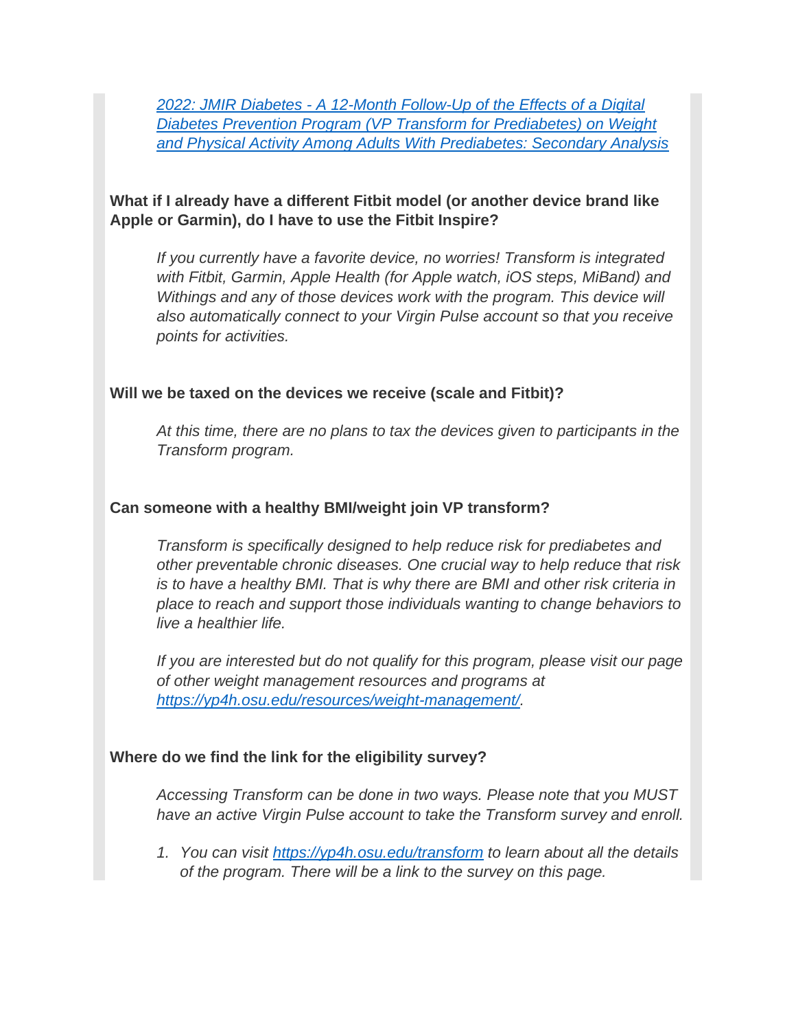[*2022: JMIR Diabetes - A 12-Month Follow-Up of the Effects of a Digital Diabetes Prevention Program (VP Transform for Prediabetes) on Weight and Physical Activity Among Adults With Prediabetes: Secondary Analysis*]

**What if I already have a different Fitbit model (or another device brand like Apple or Garmin), do I have to use the Fitbit Inspire?**

*If you currently have a favorite device, no worries! Transform is integrated with Fitbit, Garmin, Apple Health (for Apple watch, iOS steps, MiBand) and Withings and any of those devices work with the program. This device will also automatically connect to your Virgin Pulse account so that you receive points for activities.*

**Will we be taxed on the devices we receive (scale and Fitbit)?**

*At this time, there are no plans to tax the devices given to participants in the Transform program.*

**Can someone with a healthy BMI/weight join VP transform?**

*Transform is specifically designed to help reduce risk for prediabetes and other preventable chronic diseases. One crucial way to help reduce that risk is to have a healthy BMI. That is why there are BMI and other risk criteria in place to reach and support those individuals wanting to change behaviors to live a healthier life.*

*If you are interested but do not qualify for this program, please visit our page of other weight management resources and programs at https://yp4h.osu.edu/resources/weight-management/.*

**Where do we find the link for the eligibility survey?**

*Accessing Transform can be done in two ways. Please note that you MUST have an active Virgin Pulse account to take the Transform survey and enroll.*

1. *You can visit https://yp4h.osu.edu/transform to learn about all the details of the program. There will be a link to the survey on this page.*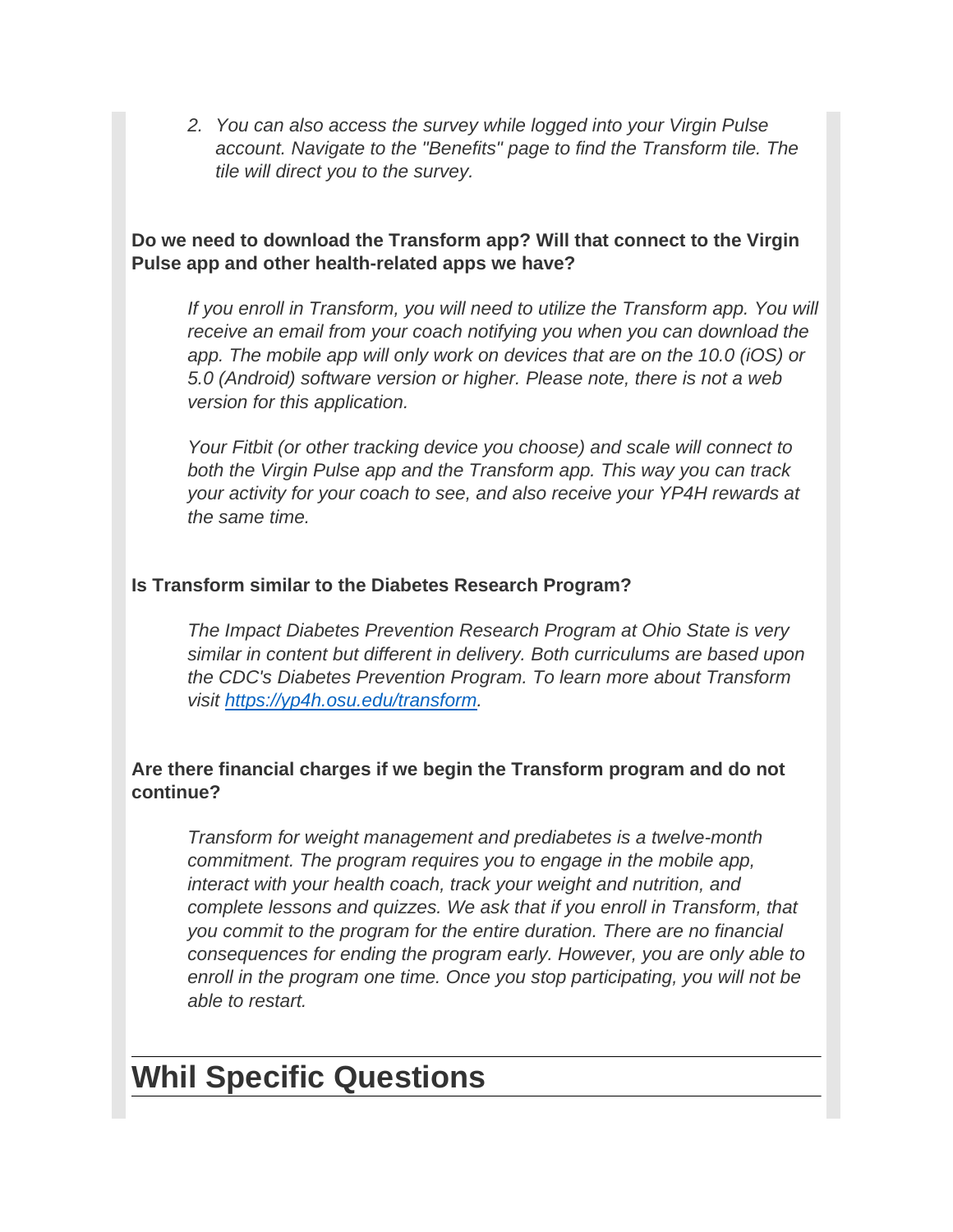2. *You can also access the survey while logged into your Virgin Pulse account. Navigate to the "Benefits" page to find the Transform tile. The tile will direct you to the survey.*

**Do we need to download the Transform app? Will that connect to the Virgin Pulse app and other health-related apps we have?**

*If you enroll in Transform, you will need to utilize the Transform app. You will receive an email from your coach notifying you when you can download the app. The mobile app will only work on devices that are on the 10.0 (iOS) or 5.0 (Android) software version or higher. Please note, there is not a web version for this application.*

*Your Fitbit (or other tracking device you choose) and scale will connect to both the Virgin Pulse app and the Transform app. This way you can track your activity for your coach to see, and also receive your YP4H rewards at the same time.*

**Is Transform similar to the Diabetes Research Program?**

*The Impact Diabetes Prevention Research Program at Ohio State is very similar in content but different in delivery. Both curriculums are based upon the CDC's Diabetes Prevention Program. To learn more about Transform visit [https://yp4h.osu.edu/transform](https://yp4h.osu.edu/transform).*

**Are there financial charges if we begin the Transform program and do not continue?**

*Transform for weight management and prediabetes is a twelve-month commitment. The program requires you to engage in the mobile app, interact with your health coach, track your weight and nutrition, and complete lessons and quizzes. We ask that if you enroll in Transform, that you commit to the program for the entire duration. There are no financial consequences for ending the program early. However, you are only able to enroll in the program one time. Once you stop participating, you will not be able to restart.*

# Whil Specific Questions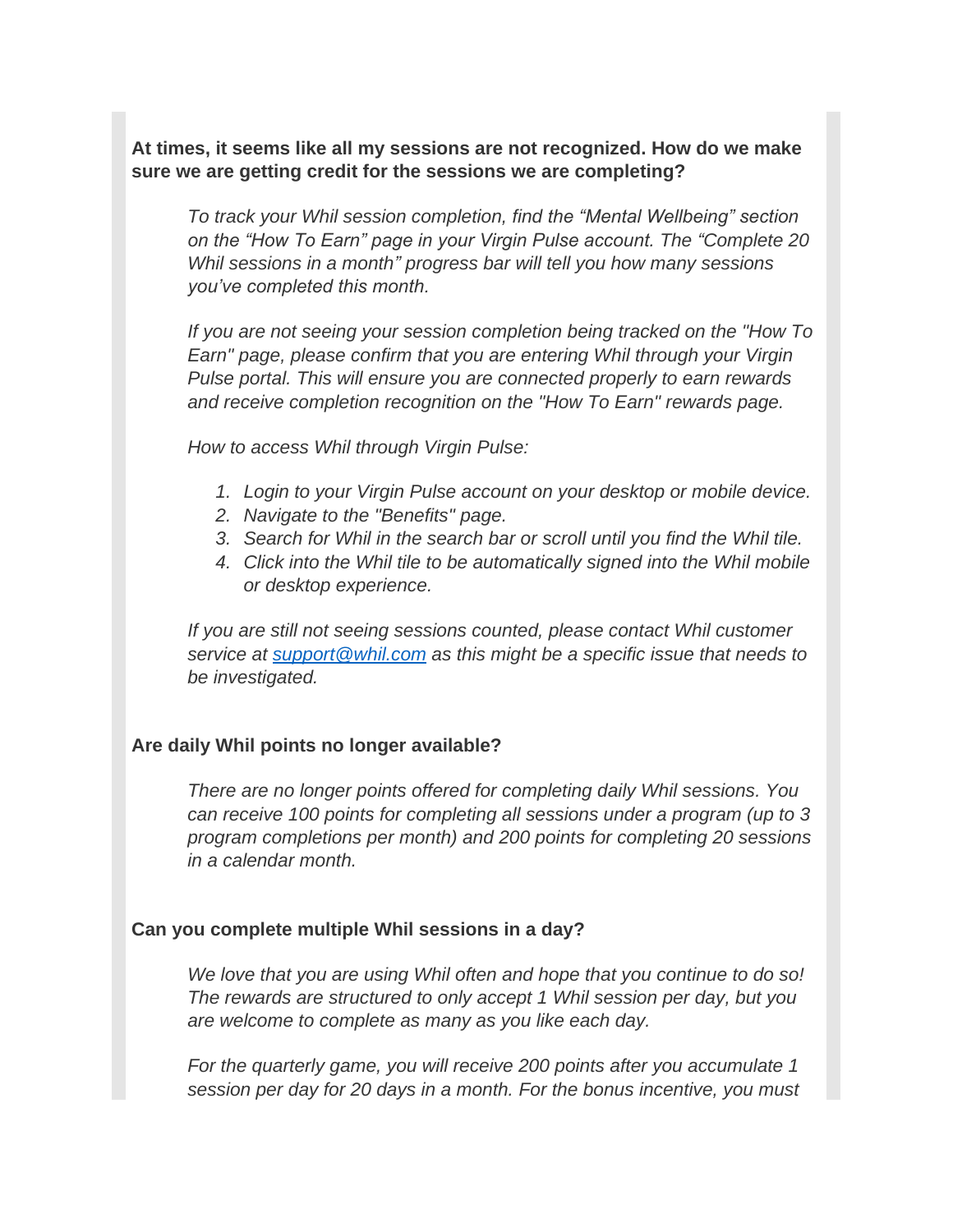**At times, it seems like all my sessions are not recognized. How do we make sure we are getting credit for the sessions we are completing?**

*To track your Whil session completion, find the "Mental Wellbeing" section on the "How To Earn" page in your Virgin Pulse account. The "Complete 20 Whil sessions in a month" progress bar will tell you how many sessions you've completed this month.*

*If you are not seeing your session completion being tracked on the "How To Earn" page, please confirm that you are entering Whil through your Virgin Pulse portal. This will ensure you are connected properly to earn rewards and receive completion recognition on the "How To Earn" rewards page.*

*How to access Whil through Virgin Pulse:*

1. *Login to your Virgin Pulse account on your desktop or mobile device.*
2. *Navigate to the "Benefits" page.*
3. *Search for Whil in the search bar or scroll until you find the Whil tile.*
4. *Click into the Whil tile to be automatically signed into the Whil mobile or desktop experience.*

*If you are still not seeing sessions counted, please contact Whil customer service at [support@whil.com](mailto:support@whil.com) as this might be a specific issue that needs to be investigated.*

**Are daily Whil points no longer available?**

*There are no longer points offered for completing daily Whil sessions. You can receive 100 points for completing all sessions under a program (up to 3 program completions per month) and 200 points for completing 20 sessions in a calendar month.*

**Can you complete multiple Whil sessions in a day?**

*We love that you are using Whil often and hope that you continue to do so! The rewards are structured to only accept 1 Whil session per day, but you are welcome to complete as many as you like each day.*

*For the quarterly game, you will receive 200 points after you accumulate 1 session per day for 20 days in a month. For the bonus incentive, you must*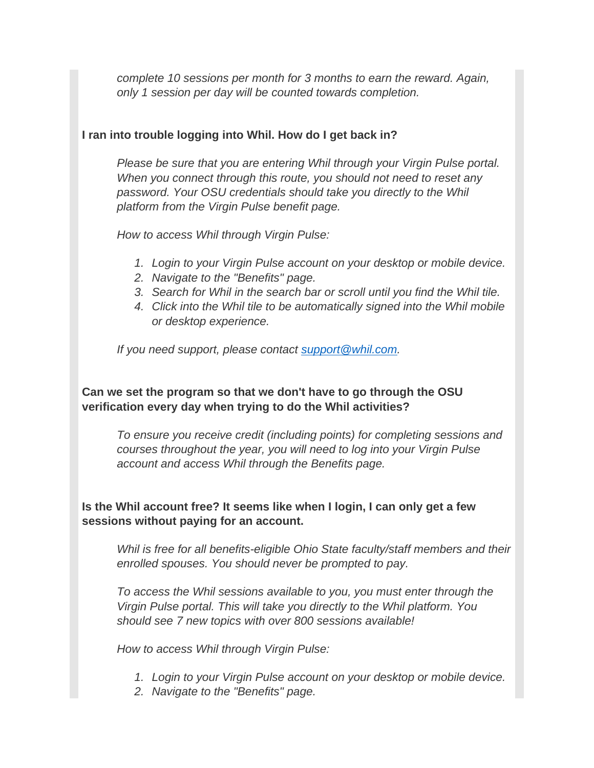*complete 10 sessions per month for 3 months to earn the reward. Again, only 1 session per day will be counted towards completion.*

**I ran into trouble logging into Whil. How do I get back in?**

*Please be sure that you are entering Whil through your Virgin Pulse portal. When you connect through this route, you should not need to reset any password. Your OSU credentials should take you directly to the Whil platform from the Virgin Pulse benefit page.*

*How to access Whil through Virgin Pulse:*

1. *Login to your Virgin Pulse account on your desktop or mobile device.*
2. *Navigate to the "Benefits" page.*
3. *Search for Whil in the search bar or scroll until you find the Whil tile.*
4. *Click into the Whil tile to be automatically signed into the Whil mobile or desktop experience.*

*If you need support, please contact [support@whil.com](mailto:support@whil.com).*

**Can we set the program so that we don't have to go through the OSU verification every day when trying to do the Whil activities?**

*To ensure you receive credit (including points) for completing sessions and courses throughout the year, you will need to log into your Virgin Pulse account and access Whil through the Benefits page.*

**Is the Whil account free? It seems like when I login, I can only get a few sessions without paying for an account.**

*Whil is free for all benefits-eligible Ohio State faculty/staff members and their enrolled spouses. You should never be prompted to pay.*

*To access the Whil sessions available to you, you must enter through the Virgin Pulse portal. This will take you directly to the Whil platform. You should see 7 new topics with over 800 sessions available!*

*How to access Whil through Virgin Pulse:*

1. *Login to your Virgin Pulse account on your desktop or mobile device.*
2. *Navigate to the "Benefits" page.*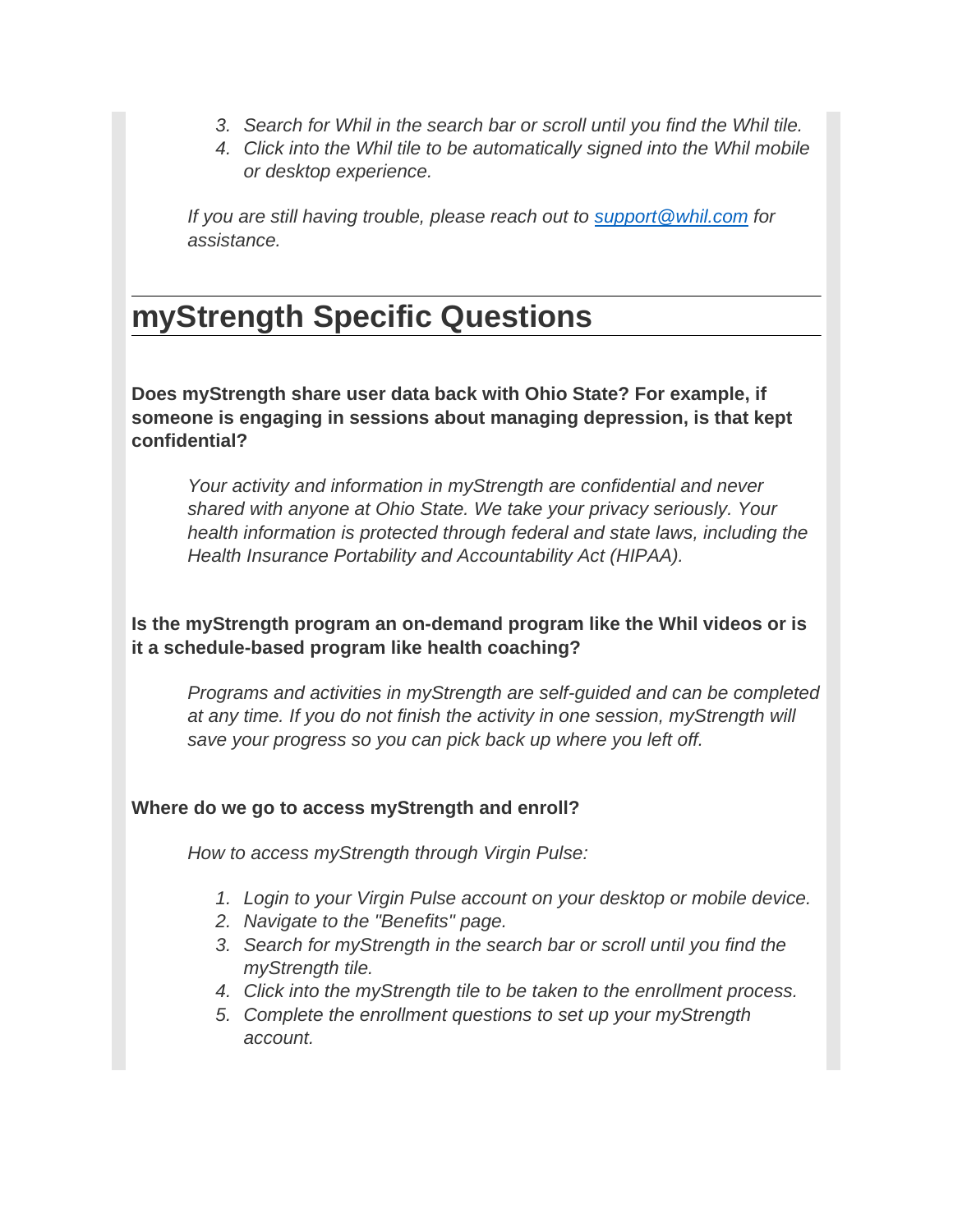3. *Search for Whil in the search bar or scroll until you find the Whil tile.*
4. *Click into the Whil tile to be automatically signed into the Whil mobile or desktop experience.*

*If you are still having trouble, please reach out to [support@whil.com](mailto:support@whil.com) for assistance.*

## myStrength Specific Questions

**Does myStrength share user data back with Ohio State? For example, if someone is engaging in sessions about managing depression, is that kept confidential?**

*Your activity and information in myStrength are confidential and never shared with anyone at Ohio State. We take your privacy seriously. Your health information is protected through federal and state laws, including the Health Insurance Portability and Accountability Act (HIPAA).*

**Is the myStrength program an on-demand program like the Whil videos or is it a schedule-based program like health coaching?**

*Programs and activities in myStrength are self-guided and can be completed at any time. If you do not finish the activity in one session, myStrength will save your progress so you can pick back up where you left off.*

**Where do we go to access myStrength and enroll?**

*How to access myStrength through Virgin Pulse:*

1. *Login to your Virgin Pulse account on your desktop or mobile device.*
2. *Navigate to the "Benefits" page.*
3. *Search for myStrength in the search bar or scroll until you find the myStrength tile.*
4. *Click into the myStrength tile to be taken to the enrollment process.*
5. *Complete the enrollment questions to set up your myStrength account.*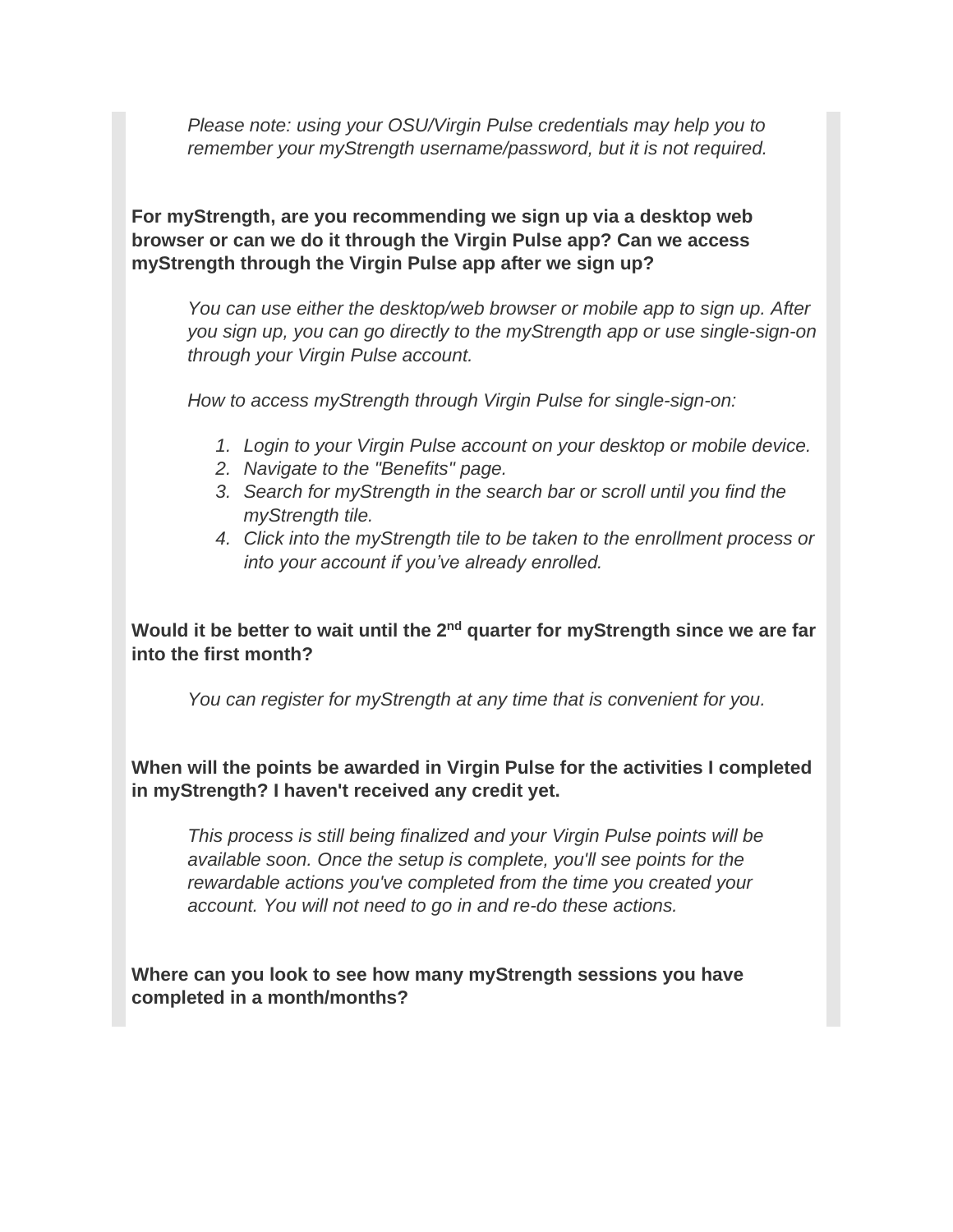*Please note: using your OSU/Virgin Pulse credentials may help you to remember your myStrength username/password, but it is not required.*

**For myStrength, are you recommending we sign up via a desktop web browser or can we do it through the Virgin Pulse app? Can we access myStrength through the Virgin Pulse app after we sign up?**

*You can use either the desktop/web browser or mobile app to sign up. After you sign up, you can go directly to the myStrength app or use single-sign-on through your Virgin Pulse account.*

*How to access myStrength through Virgin Pulse for single-sign-on:*

1. *Login to your Virgin Pulse account on your desktop or mobile device.*
2. *Navigate to the "Benefits" page.*
3. *Search for myStrength in the search bar or scroll until you find the myStrength tile.*
4. *Click into the myStrength tile to be taken to the enrollment process or into your account if you've already enrolled.*

**Would it be better to wait until the 2nd quarter for myStrength since we are far into the first month?**

*You can register for myStrength at any time that is convenient for you.*

**When will the points be awarded in Virgin Pulse for the activities I completed in myStrength? I haven't received any credit yet.**

*This process is still being finalized and your Virgin Pulse points will be available soon. Once the setup is complete, you'll see points for the rewardable actions you've completed from the time you created your account. You will not need to go in and re-do these actions.*

**Where can you look to see how many myStrength sessions you have completed in a month/months?**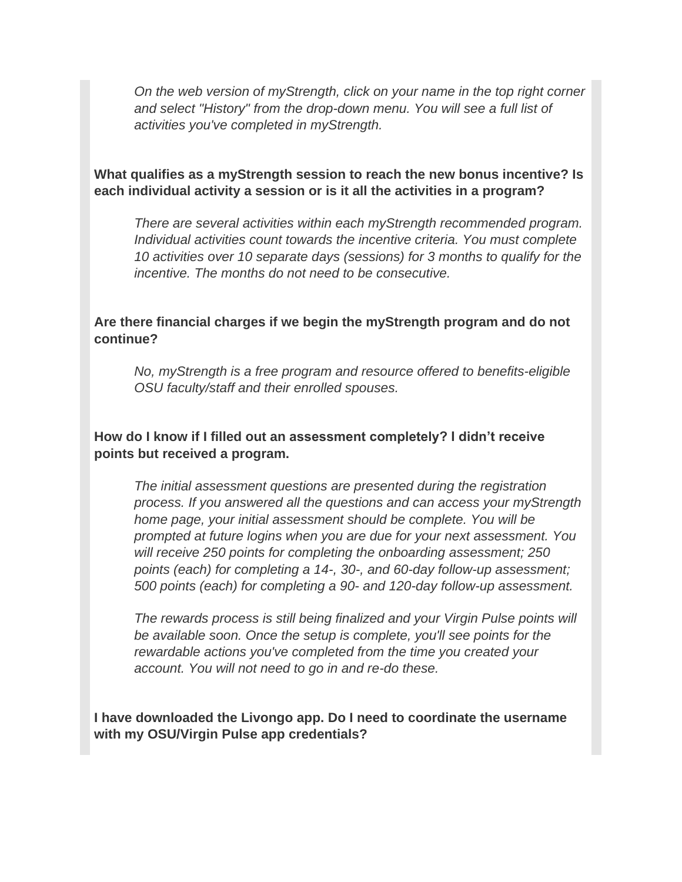*On the web version of myStrength, click on your name in the top right corner and select "History" from the drop-down menu. You will see a full list of activities you've completed in myStrength.*

**What qualifies as a myStrength session to reach the new bonus incentive? Is each individual activity a session or is it all the activities in a program?**

*There are several activities within each myStrength recommended program. Individual activities count towards the incentive criteria. You must complete 10 activities over 10 separate days (sessions) for 3 months to qualify for the incentive. The months do not need to be consecutive.*

**Are there financial charges if we begin the myStrength program and do not continue?**

*No, myStrength is a free program and resource offered to benefits-eligible OSU faculty/staff and their enrolled spouses.*

**How do I know if I filled out an assessment completely? I didn't receive points but received a program.**

*The initial assessment questions are presented during the registration process. If you answered all the questions and can access your myStrength home page, your initial assessment should be complete. You will be prompted at future logins when you are due for your next assessment. You will receive 250 points for completing the onboarding assessment; 250 points (each) for completing a 14-, 30-, and 60-day follow-up assessment; 500 points (each) for completing a 90- and 120-day follow-up assessment.*

*The rewards process is still being finalized and your Virgin Pulse points will be available soon. Once the setup is complete, you'll see points for the rewardable actions you've completed from the time you created your account. You will not need to go in and re-do these.*

**I have downloaded the Livongo app. Do I need to coordinate the username with my OSU/Virgin Pulse app credentials?**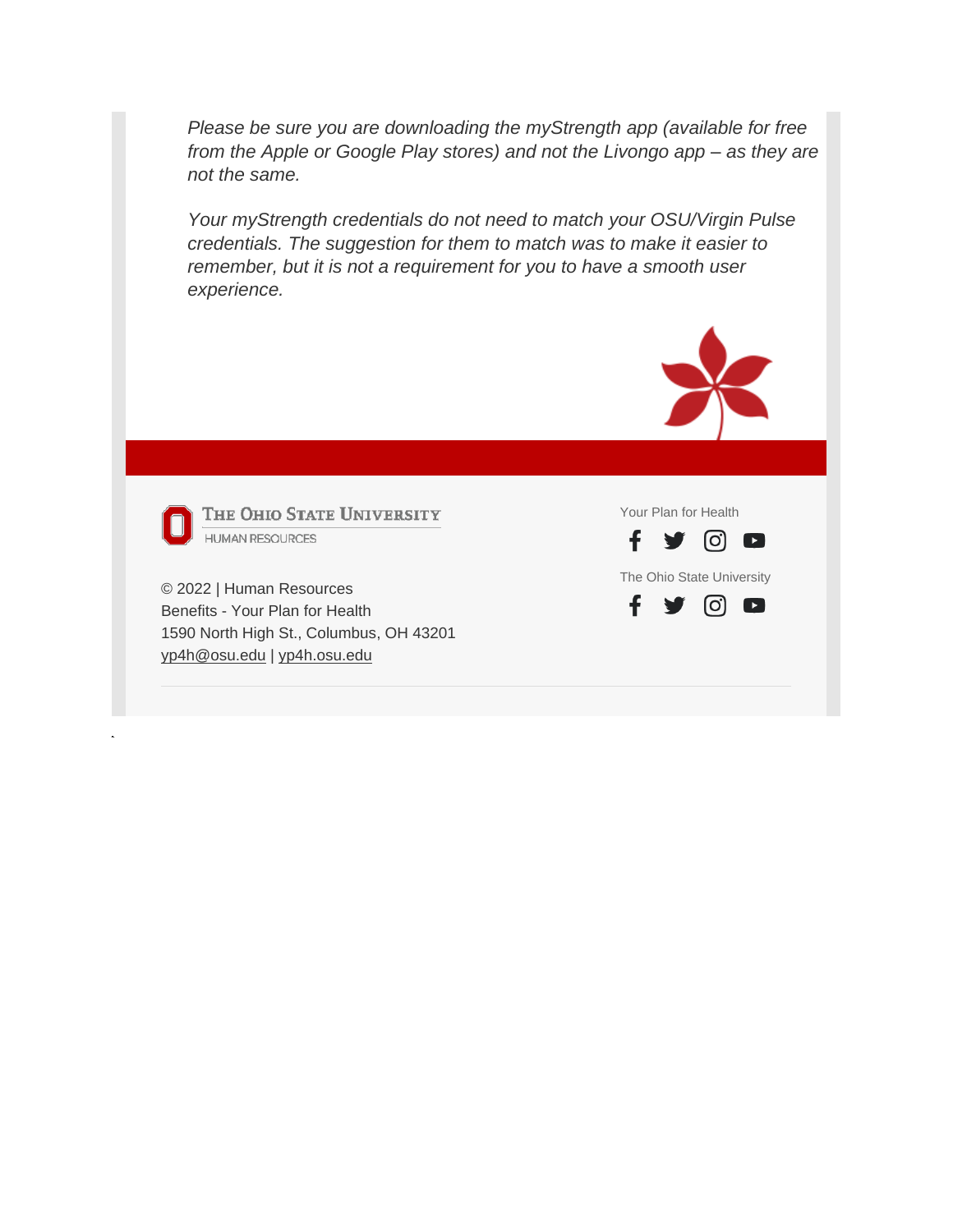*Please be sure you are downloading the myStrength app (available for free from the Apple or Google Play stores) and not the Livongo app – as they are not the same.*

*Your myStrength credentials do not need to match your OSU/Virgin Pulse credentials. The suggestion for them to match was to make it easier to remember, but it is not a requirement for you to have a smooth user experience.*

The Ohio State University
HUMAN RESOURCES

© 2022 | Human Resources
Benefits - Your Plan for Health
1590 North High St., Columbus, OH 43201
yp4h@osu.edu | yp4h.osu.edu

Your Plan for Health

The Ohio State University